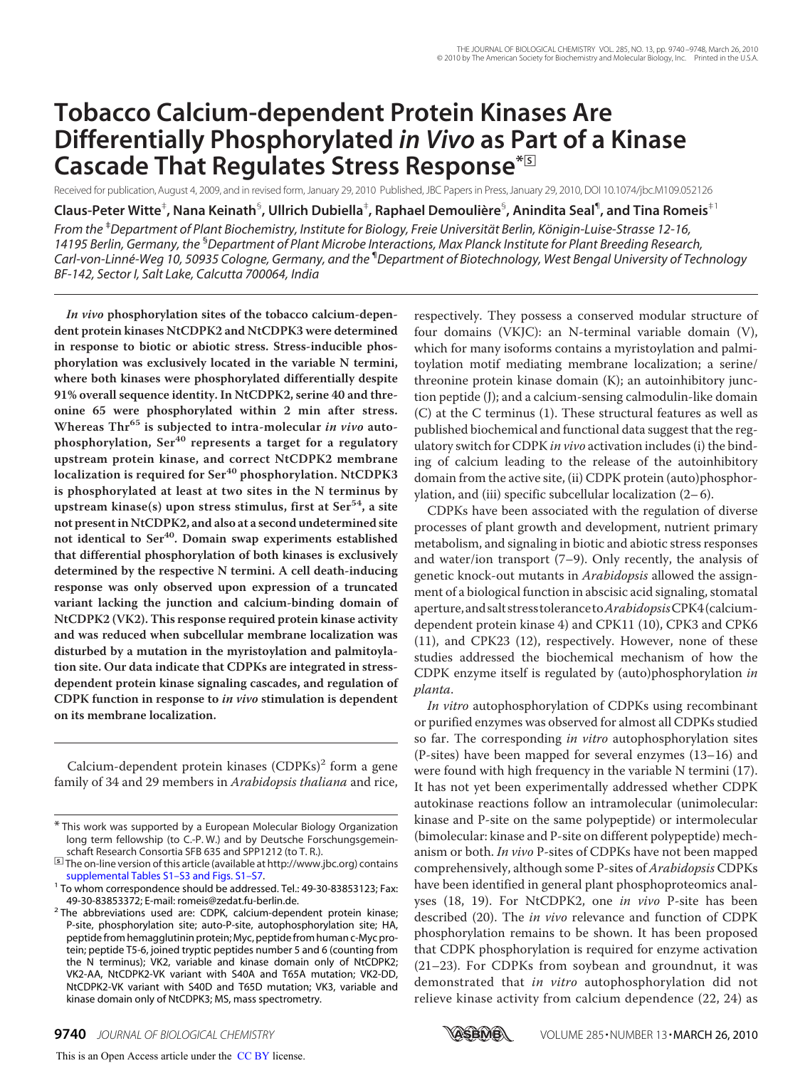# Tobacco Calcium-dependent Protein Kinases Are Differentially Phosphorylated *in Vivo* as Part of a Kinase Cascade That Regulates Stress Response*[S]

Received for publication, August 4, 2009, and in revised form, January 29, 2010 Published, JBC Papers in Press, January 29, 2010, DOI 10.1074/jbc.M109.052126

**Claus-Peter Witte[‡], Nana Keinath[§], Ullrich Dubiella[‡], Raphael Demoulière[§], Anindita Seal[¶], and Tina Romeis[‡1]**

*From the [‡]Department of Plant Biochemistry, Institute for Biology, Freie Universität Berlin, Königin-Luise-Strasse 12-16, 14195 Berlin, Germany, the [§]Department of Plant Microbe Interactions, Max Planck Institute for Plant Breeding Research, Carl-von-Linné-Weg 10, 50935 Cologne, Germany, and the [¶]Department of Biotechnology, West Bengal University of Technology BF-142, Sector I, Salt Lake, Calcutta 700064, India*

***In vivo*** **phosphorylation sites of the tobacco calcium-dependent protein kinases NtCDPK2 and NtCDPK3 were determined in response to biotic or abiotic stress. Stress-inducible phosphorylation was exclusively located in the variable N termini, where both kinases were phosphorylated differentially despite 91% overall sequence identity. In NtCDPK2, serine 40 and threonine 65 were phosphorylated within 2 min after stress. Whereas $Thr^{65}$ is subjected to intra-molecular** ***in vivo*** **autophosphorylation, $Ser^{40}$ represents a target for a regulatory upstream protein kinase, and correct NtCDPK2 membrane localization is required for $Ser^{40}$ phosphorylation. NtCDPK3 is phosphorylated at least at two sites in the N terminus by upstream kinase(s) upon stress stimulus, first at $Ser^{54}$, a site not present in NtCDPK2, and also at a second undetermined site not identical to $Ser^{40}$. Domain swap experiments established that differential phosphorylation of both kinases is exclusively determined by the respective N termini. A cell death-inducing response was only observed upon expression of a truncated variant lacking the junction and calcium-binding domain of NtCDPK2 (VK2). This response required protein kinase activity and was reduced when subcellular membrane localization was disturbed by a mutation in the myristoylation and palmitoylation site. Our data indicate that CDPKs are integrated in stress-dependent protein kinase signaling cascades, and regulation of CDPK function in response to** ***in vivo*** **stimulation is dependent on its membrane localization.**

Calcium-dependent protein kinases (CDPKs)[2] form a gene family of 34 and 29 members in *Arabidopsis thaliana* and rice, respectively. They possess a conserved modular structure of four domains (VKJC): an N-terminal variable domain (V), which for many isoforms contains a myristoylation and palmitoylation motif mediating membrane localization; a serine/threonine protein kinase domain (K); an autoinhibitory junction peptide (J); and a calcium-sensing calmodulin-like domain (C) at the C terminus (1). These structural features as well as published biochemical and functional data suggest that the regulatory switch for CDPK *in vivo* activation includes (i) the binding of calcium leading to the release of the autoinhibitory domain from the active site, (ii) CDPK protein (auto)phosphorylation, and (iii) specific subcellular localization (2–6).

CDPKs have been associated with the regulation of diverse processes of plant growth and development, nutrient primary metabolism, and signaling in biotic and abiotic stress responses and water/ion transport (7–9). Only recently, the analysis of genetic knock-out mutants in *Arabidopsis* allowed the assignment of a biological function in abscisic acid signaling, stomatal aperture, and salt stress tolerance to *Arabidopsis* CPK4 (calcium-dependent protein kinase 4) and CPK11 (10), CPK3 and CPK6 (11), and CPK23 (12), respectively. However, none of these studies addressed the biochemical mechanism of how the CDPK enzyme itself is regulated by (auto)phosphorylation *in planta*.

*In vitro* autophosphorylation of CDPKs using recombinant or purified enzymes was observed for almost all CDPKs studied so far. The corresponding *in vitro* autophosphorylation sites (P-sites) have been mapped for several enzymes (13–16) and were found with high frequency in the variable N termini (17). It has not yet been experimentally addressed whether CDPK autokinase reactions follow an intramolecular (unimolecular: kinase and P-site on the same polypeptide) or intermolecular (bimolecular: kinase and P-site on different polypeptide) mechanism or both. *In vivo* P-sites of CDPKs have not been mapped comprehensively, although some P-sites of *Arabidopsis* CDPKs have been identified in general plant phosphoproteomics analyses (18, 19). For NtCDPK2, one *in vivo* P-site has been described (20). The *in vivo* relevance and function of CDPK phosphorylation remains to be shown. It has been proposed that CDPK phosphorylation is required for enzyme activation (21–23). For CDPKs from soybean and groundnut, it was demonstrated that *in vitro* autophosphorylation did not relieve kinase activity from calcium dependence (22, 24) as

---

* This work was supported by a European Molecular Biology Organization long term fellowship (to C.-P. W.) and by Deutsche Forschungsgemeinschaft Research Consortia SFB 635 and SPP1212 (to T. R.).

[S] The on-line version of this article (available at http://www.jbc.org) contains supplemental Tables S1–S3 and Figs. S1–S7.

[1] To whom correspondence should be addressed. Tel.: 49-30-83853123; Fax: 49-30-83853372; E-mail: romeis@zedat.fu-berlin.de.

[2] The abbreviations used are: CDPK, calcium-dependent protein kinase; P-site, phosphorylation site; auto-P-site, autophosphorylation site; HA, peptide from hemagglutinin protein; Myc, peptide from human c-Myc protein; peptide T5-6, joined tryptic peptides number 5 and 6 (counting from the N terminus); VK2, variable and kinase domain only of NtCDPK2; VK2-AA, NtCDPK2-VK variant with S40A and T65A mutation; VK2-DD, NtCDPK2-VK variant with S40D and T65D mutation; VK3, variable and kinase domain only of NtCDPK3; MS, mass spectrometry.

This is an Open Access article under the CC BY license.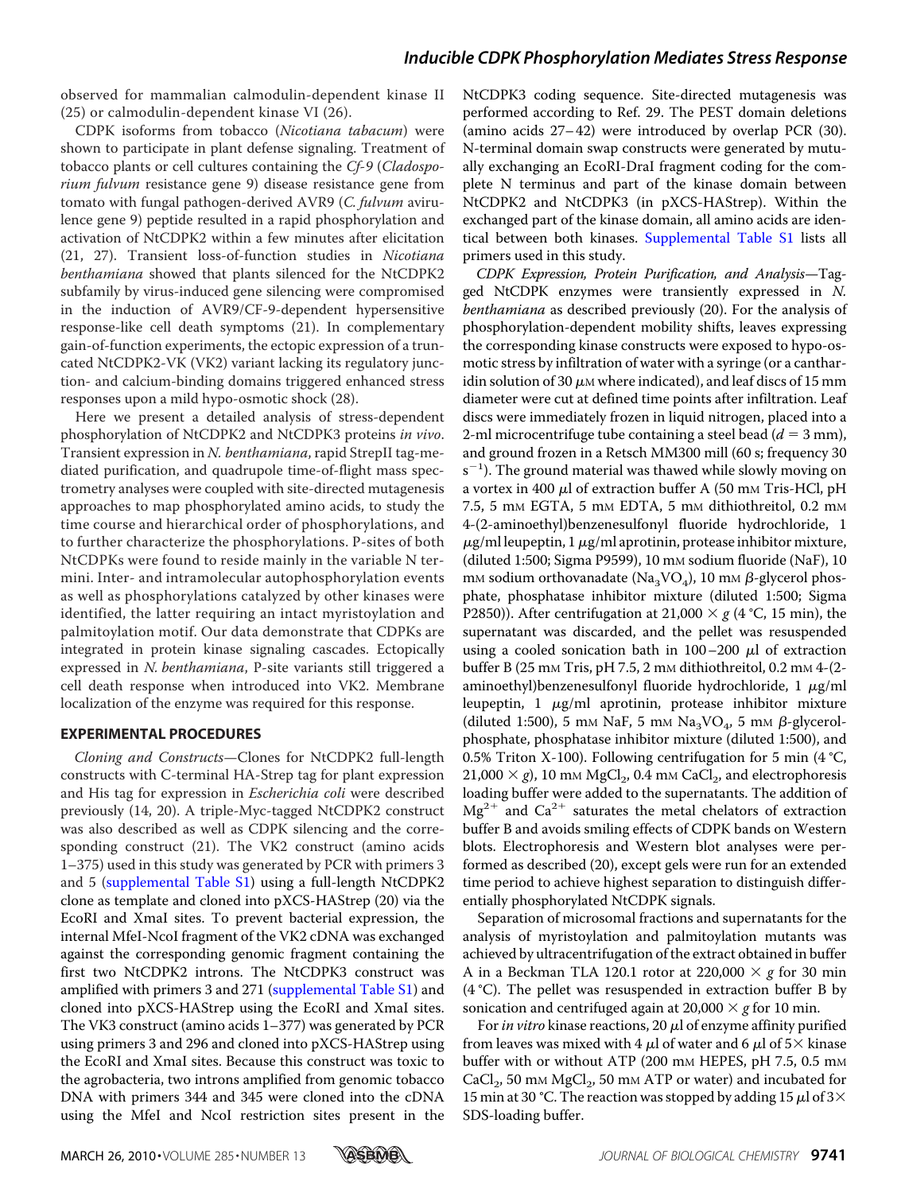observed for mammalian calmodulin-dependent kinase II (25) or calmodulin-dependent kinase VI (26).

CDPK isoforms from tobacco (*Nicotiana tabacum*) were shown to participate in plant defense signaling. Treatment of tobacco plants or cell cultures containing the *Cf-9* (*Cladosporium fulvum* resistance gene 9) disease resistance gene from tomato with fungal pathogen-derived AVR9 (*C. fulvum* avirulence gene 9) peptide resulted in a rapid phosphorylation and activation of NtCDPK2 within a few minutes after elicitation (21, 27). Transient loss-of-function studies in *Nicotiana benthamiana* showed that plants silenced for the NtCDPK2 subfamily by virus-induced gene silencing were compromised in the induction of AVR9/CF-9-dependent hypersensitive response-like cell death symptoms (21). In complementary gain-of-function experiments, the ectopic expression of a truncated NtCDPK2-VK (VK2) variant lacking its regulatory junction- and calcium-binding domains triggered enhanced stress responses upon a mild hypo-osmotic shock (28).

Here we present a detailed analysis of stress-dependent phosphorylation of NtCDPK2 and NtCDPK3 proteins *in vivo*. Transient expression in *N. benthamiana*, rapid StrepII tag-mediated purification, and quadrupole time-of-flight mass spectrometry analyses were coupled with site-directed mutagenesis approaches to map phosphorylated amino acids, to study the time course and hierarchical order of phosphorylations, and to further characterize the phosphorylations. P-sites of both NtCDPKs were found to reside mainly in the variable N termini. Inter- and intramolecular autophosphorylation events as well as phosphorylations catalyzed by other kinases were identified, the latter requiring an intact myristoylation and palmitoylation motif. Our data demonstrate that CDPKs are integrated in protein kinase signaling cascades. Ectopically expressed in *N. benthamiana*, P-site variants still triggered a cell death response when introduced into VK2. Membrane localization of the enzyme was required for this response.

## EXPERIMENTAL PROCEDURES

*Cloning and Constructs*—Clones for NtCDPK2 full-length constructs with C-terminal HA-Strep tag for plant expression and His tag for expression in *Escherichia coli* were described previously (14, 20). A triple-Myc-tagged NtCDPK2 construct was also described as well as CDPK silencing and the corresponding construct (21). The VK2 construct (amino acids 1–375) used in this study was generated by PCR with primers 3 and 5 (supplemental Table S1) using a full-length NtCDPK2 clone as template and cloned into pXCS-HAStrep (20) via the EcoRI and XmaI sites. To prevent bacterial expression, the internal MfeI-NcoI fragment of the VK2 cDNA was exchanged against the corresponding genomic fragment containing the first two NtCDPK2 introns. The NtCDPK3 construct was amplified with primers 3 and 271 (supplemental Table S1) and cloned into pXCS-HAStrep using the EcoRI and XmaI sites. The VK3 construct (amino acids 1–377) was generated by PCR using primers 3 and 296 and cloned into pXCS-HAStrep using the EcoRI and XmaI sites. Because this construct was toxic to the agrobacteria, two introns amplified from genomic tobacco DNA with primers 344 and 345 were cloned into the cDNA using the MfeI and NcoI restriction sites present in the NtCDPK3 coding sequence. Site-directed mutagenesis was performed according to Ref. 29. The PEST domain deletions (amino acids 27–42) were introduced by overlap PCR (30). N-terminal domain swap constructs were generated by mutually exchanging an EcoRI-DraI fragment coding for the complete N terminus and part of the kinase domain between NtCDPK2 and NtCDPK3 (in pXCS-HAStrep). Within the exchanged part of the kinase domain, all amino acids are identical between both kinases. Supplemental Table S1 lists all primers used in this study.

*CDPK Expression, Protein Purification, and Analysis*—Tagged NtCDPK enzymes were transiently expressed in *N. benthamiana* as described previously (20). For the analysis of phosphorylation-dependent mobility shifts, leaves expressing the corresponding kinase constructs were exposed to hypo-osmotic stress by infiltration of water with a syringe (or a cantharidin solution of 30 $\mu$M where indicated), and leaf discs of 15 mm diameter were cut at defined time points after infiltration. Leaf discs were immediately frozen in liquid nitrogen, placed into a 2-ml microcentrifuge tube containing a steel bead ($d = 3$ mm), and ground frozen in a Retsch MM300 mill (60 s; frequency 30 $s^{-1}$). The ground material was thawed while slowly moving on a vortex in 400 $\mu$l of extraction buffer A (50 mM Tris-HCl, pH 7.5, 5 mM EGTA, 5 mM EDTA, 5 mM dithiothreitol, 0.2 mM 4-(2-aminoethyl)benzenesulfonyl fluoride hydrochloride, 1 $\mu$g/ml leupeptin, 1 $\mu$g/ml aprotinin, protease inhibitor mixture, (diluted 1:500; Sigma P9599), 10 mM sodium fluoride (NaF), 10 mM sodium orthovanadate ($Na_3VO_4$), 10 mM $\beta$-glycerol phosphate, phosphatase inhibitor mixture (diluted 1:500; Sigma P2850)). After centrifugation at 21,000 × *g* (4 °C, 15 min), the supernatant was discarded, and the pellet was resuspended using a cooled sonication bath in 100–200 $\mu$l of extraction buffer B (25 mM Tris, pH 7.5, 2 mM dithiothreitol, 0.2 mM 4-(2-aminoethyl)benzenesulfonyl fluoride hydrochloride, 1 $\mu$g/ml leupeptin, 1 $\mu$g/ml aprotinin, protease inhibitor mixture (diluted 1:500), 5 mM NaF, 5 mM $Na_3VO_4$, 5 mM $\beta$-glycerol-phosphate, phosphatase inhibitor mixture (diluted 1:500), and 0.5% Triton X-100). Following centrifugation for 5 min (4 °C, 21,000 × *g*), 10 mM $MgCl_2$, 0.4 mM $CaCl_2$, and electrophoresis loading buffer were added to the supernatants. The addition of $Mg^{2+}$ and $Ca^{2+}$ saturates the metal chelators of extraction buffer B and avoids smiling effects of CDPK bands on Western blots. Electrophoresis and Western blot analyses were performed as described (20), except gels were run for an extended time period to achieve highest separation to distinguish differentially phosphorylated NtCDPK signals.

Separation of microsomal fractions and supernatants for the analysis of myristoylation and palmitoylation mutants was achieved by ultracentrifugation of the extract obtained in buffer A in a Beckman TLA 120.1 rotor at 220,000 × *g* for 30 min (4 °C). The pellet was resuspended in extraction buffer B by sonication and centrifuged again at 20,000 × *g* for 10 min.

For *in vitro* kinase reactions, 20 $\mu$l of enzyme affinity purified from leaves was mixed with 4 $\mu$l of water and 6 $\mu$l of 5× kinase buffer with or without ATP (200 mM HEPES, pH 7.5, 0.5 mM $CaCl_2$, 50 mM $MgCl_2$, 50 mM ATP or water) and incubated for 15 min at 30 °C. The reaction was stopped by adding 15 $\mu$l of 3× SDS-loading buffer.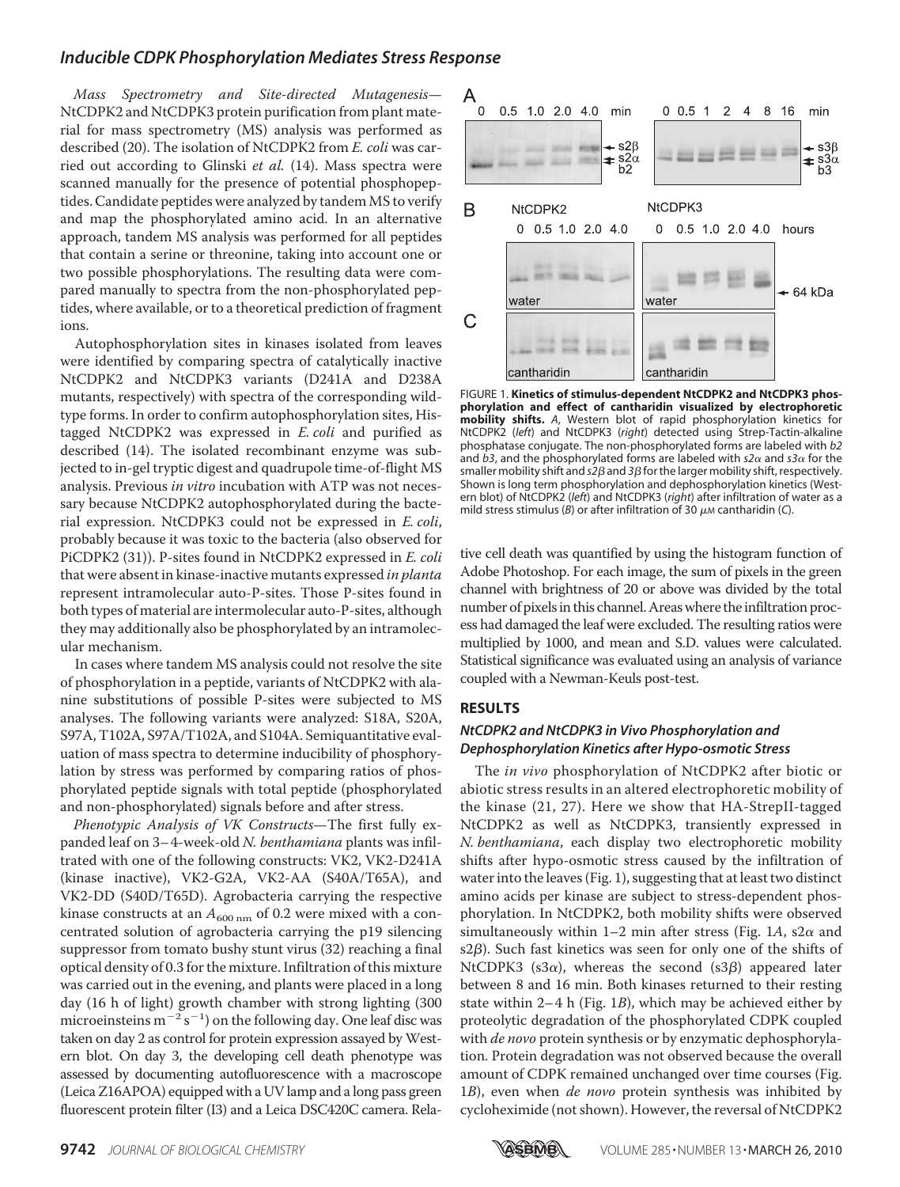*Mass Spectrometry and Site-directed Mutagenesis*—NtCDPK2 and NtCDPK3 protein purification from plant material for mass spectrometry (MS) analysis was performed as described (20). The isolation of NtCDPK2 from *E. coli* was carried out according to Glinski *et al.* (14). Mass spectra were scanned manually for the presence of potential phosphopeptides. Candidate peptides were analyzed by tandem MS to verify and map the phosphorylated amino acid. In an alternative approach, tandem MS analysis was performed for all peptides that contain a serine or threonine, taking into account one or two possible phosphorylations. The resulting data were compared manually to spectra from the non-phosphorylated peptides, where available, or to a theoretical prediction of fragment ions.

Autophosphorylation sites in kinases isolated from leaves were identified by comparing spectra of catalytically inactive NtCDPK2 and NtCDPK3 variants (D241A and D238A mutants, respectively) with spectra of the corresponding wild-type forms. In order to confirm autophosphorylation sites, His-tagged NtCDPK2 was expressed in *E. coli* and purified as described (14). The isolated recombinant enzyme was subjected to in-gel tryptic digest and quadrupole time-of-flight MS analysis. Previous *in vitro* incubation with ATP was not necessary because NtCDPK2 autophosphorylated during the bacterial expression. NtCDPK3 could not be expressed in *E. coli*, probably because it was toxic to the bacteria (also observed for PiCDPK2 (31)). P-sites found in NtCDPK2 expressed in *E. coli* that were absent in kinase-inactive mutants expressed *in planta* represent intramolecular auto-P-sites. Those P-sites found in both types of material are intermolecular auto-P-sites, although they may additionally also be phosphorylated by an intramolecular mechanism.

In cases where tandem MS analysis could not resolve the site of phosphorylation in a peptide, variants of NtCDPK2 with alanine substitutions of possible P-sites were subjected to MS analyses. The following variants were analyzed: S18A, S20A, S97A, T102A, S97A/T102A, and S104A. Semiquantitative evaluation of mass spectra to determine inducibility of phosphorylation by stress was performed by comparing ratios of phosphorylated peptide signals with total peptide (phosphorylated and non-phosphorylated) signals before and after stress.

*Phenotypic Analysis of VK Constructs*—The first fully expanded leaf on 3–4-week-old *N. benthamiana* plants was infiltrated with one of the following constructs: VK2, VK2-D241A (kinase inactive), VK2-G2A, VK2-AA (S40A/T65A), and VK2-DD (S40D/T65D). Agrobacteria carrying the respective kinase constructs at an $A_{600\,nm}$ of 0.2 were mixed with a concentrated solution of agrobacteria carrying the p19 silencing suppressor from tomato bushy stunt virus (32) reaching a final optical density of 0.3 for the mixture. Infiltration of this mixture was carried out in the evening, and plants were placed in a long day (16 h of light) growth chamber with strong lighting (300 microeinsteins $m^{-2}\,s^{-1}$) on the following day. One leaf disc was taken on day 2 as control for protein expression assayed by Western blot. On day 3, the developing cell death phenotype was assessed by documenting autofluorescence with a macroscope (Leica Z16APOA) equipped with a UV lamp and a long pass green fluorescent protein filter (I3) and a Leica DSC420C camera. Relative cell death was quantified by using the histogram function of Adobe Photoshop. For each image, the sum of pixels in the green channel with brightness of 20 or above was divided by the total number of pixels in this channel. Areas where the infiltration process had damaged the leaf were excluded. The resulting ratios were multiplied by 1000, and mean and S.D. values were calculated. Statistical significance was evaluated using an analysis of variance coupled with a Newman-Keuls post-test.

FIGURE 1. **Kinetics of stimulus-dependent NtCDPK2 and NtCDPK3 phosphorylation and effect of cantharidin visualized by electrophoretic mobility shifts.** *A*, Western blot of rapid phosphorylation kinetics for NtCDPK2 (*left*) and NtCDPK3 (*right*) detected using Strep-Tactin-alkaline phosphatase conjugate. The non-phosphorylated forms are labeled with *b2* and *b3*, and the phosphorylated forms are labeled with *s2α* and *s3α* for the smaller mobility shift and *s2β* and *3β* for the larger mobility shift, respectively. Shown is long term phosphorylation and dephosphorylation kinetics (Western blot) of NtCDPK2 (*left*) and NtCDPK3 (*right*) after infiltration of water as a mild stress stimulus (*B*) or after infiltration of 30 μM cantharidin (*C*).

## RESULTS

### *NtCDPK2 and NtCDPK3 in Vivo Phosphorylation and Dephosphorylation Kinetics after Hypo-osmotic Stress*

The *in vivo* phosphorylation of NtCDPK2 after biotic or abiotic stress results in an altered electrophoretic mobility of the kinase (21, 27). Here we show that HA-StrepII-tagged NtCDPK2 as well as NtCDPK3, transiently expressed in *N. benthamiana*, each display two electrophoretic mobility shifts after hypo-osmotic stress caused by the infiltration of water into the leaves (Fig. 1), suggesting that at least two distinct amino acids per kinase are subject to stress-dependent phosphorylation. In NtCDPK2, both mobility shifts were observed simultaneously within 1–2 min after stress (Fig. 1*A*, s2α and s2β). Such fast kinetics was seen for only one of the shifts of NtCDPK3 (s3α), whereas the second (s3β) appeared later between 8 and 16 min. Both kinases returned to their resting state within 2–4 h (Fig. 1*B*), which may be achieved either by proteolytic degradation of the phosphorylated CDPK coupled with *de novo* protein synthesis or by enzymatic dephosphorylation. Protein degradation was not observed because the overall amount of CDPK remained unchanged over time courses (Fig. 1*B*), even when *de novo* protein synthesis was inhibited by cycloheximide (not shown). However, the reversal of NtCDPK2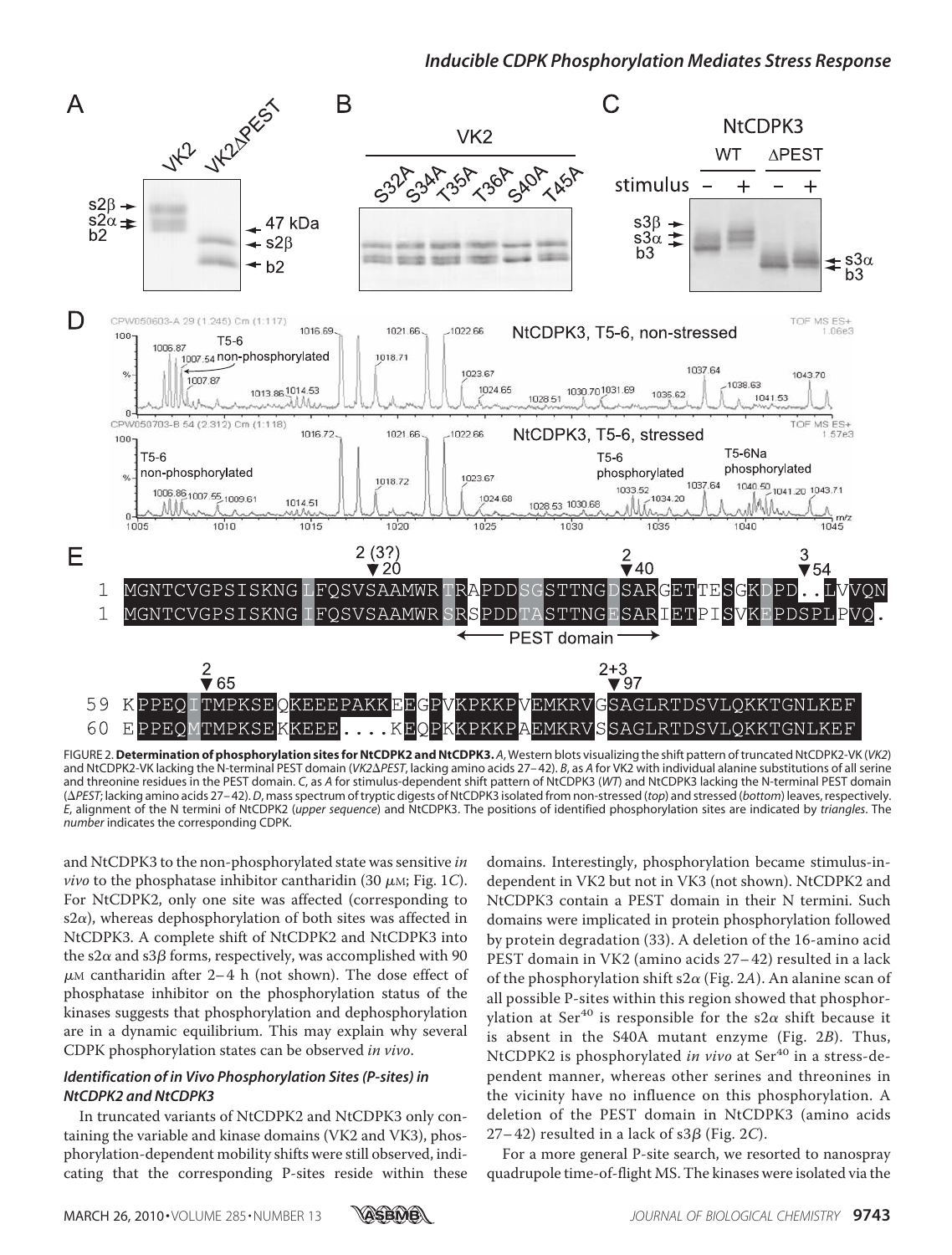FIGURE 2. **Determination of phosphorylation sites for NtCDPK2 and NtCDPK3.** *A*, Western blots visualizing the shift pattern of truncated NtCDPK2-VK (*VK2*) and NtCDPK2-VK lacking the N-terminal PEST domain (*VK2ΔPEST*, lacking amino acids 27–42). *B*, as *A* for VK2 with individual alanine substitutions of all serine and threonine residues in the PEST domain. *C*, as *A* for stimulus-dependent shift pattern of NtCDPK3 (*WT*) and NtCDPK3 lacking the N-terminal PEST domain (*ΔPEST*; lacking amino acids 27–42). *D*, mass spectrum of tryptic digests of NtCDPK3 isolated from non-stressed (*top*) and stressed (*bottom*) leaves, respectively. *E*, alignment of the N termini of NtCDPK2 (*upper sequence*) and NtCDPK3. The positions of identified phosphorylation sites are indicated by *triangles*. The *number* indicates the corresponding CDPK.

and NtCDPK3 to the non-phosphorylated state was sensitive *in vivo* to the phosphatase inhibitor cantharidin (30 μM; Fig. 1*C*). For NtCDPK2, only one site was affected (corresponding to s2α), whereas dephosphorylation of both sites was affected in NtCDPK3. A complete shift of NtCDPK2 and NtCDPK3 into the s2α and s3β forms, respectively, was accomplished with 90 μM cantharidin after 2–4 h (not shown). The dose effect of phosphatase inhibitor on the phosphorylation status of the kinases suggests that phosphorylation and dephosphorylation are in a dynamic equilibrium. This may explain why several CDPK phosphorylation states can be observed *in vivo*.

### *Identification of in Vivo Phosphorylation Sites (P-sites) in NtCDPK2 and NtCDPK3*

In truncated variants of NtCDPK2 and NtCDPK3 only containing the variable and kinase domains (VK2 and VK3), phosphorylation-dependent mobility shifts were still observed, indicating that the corresponding P-sites reside within these domains. Interestingly, phosphorylation became stimulus-independent in VK2 but not in VK3 (not shown). NtCDPK2 and NtCDPK3 contain a PEST domain in their N termini. Such domains were implicated in protein phosphorylation followed by protein degradation (33). A deletion of the 16-amino acid PEST domain in VK2 (amino acids 27–42) resulted in a lack of the phosphorylation shift s2α (Fig. 2*A*). An alanine scan of all possible P-sites within this region showed that phosphorylation at Ser[40] is responsible for the s2α shift because it is absent in the S40A mutant enzyme (Fig. 2*B*). Thus, NtCDPK2 is phosphorylated *in vivo* at Ser[40] in a stress-dependent manner, whereas other serines and threonines in the vicinity have no influence on this phosphorylation. A deletion of the PEST domain in NtCDPK3 (amino acids 27–42) resulted in a lack of s3β (Fig. 2*C*).

For a more general P-site search, we resorted to nanospray quadrupole time-of-flight MS. The kinases were isolated via the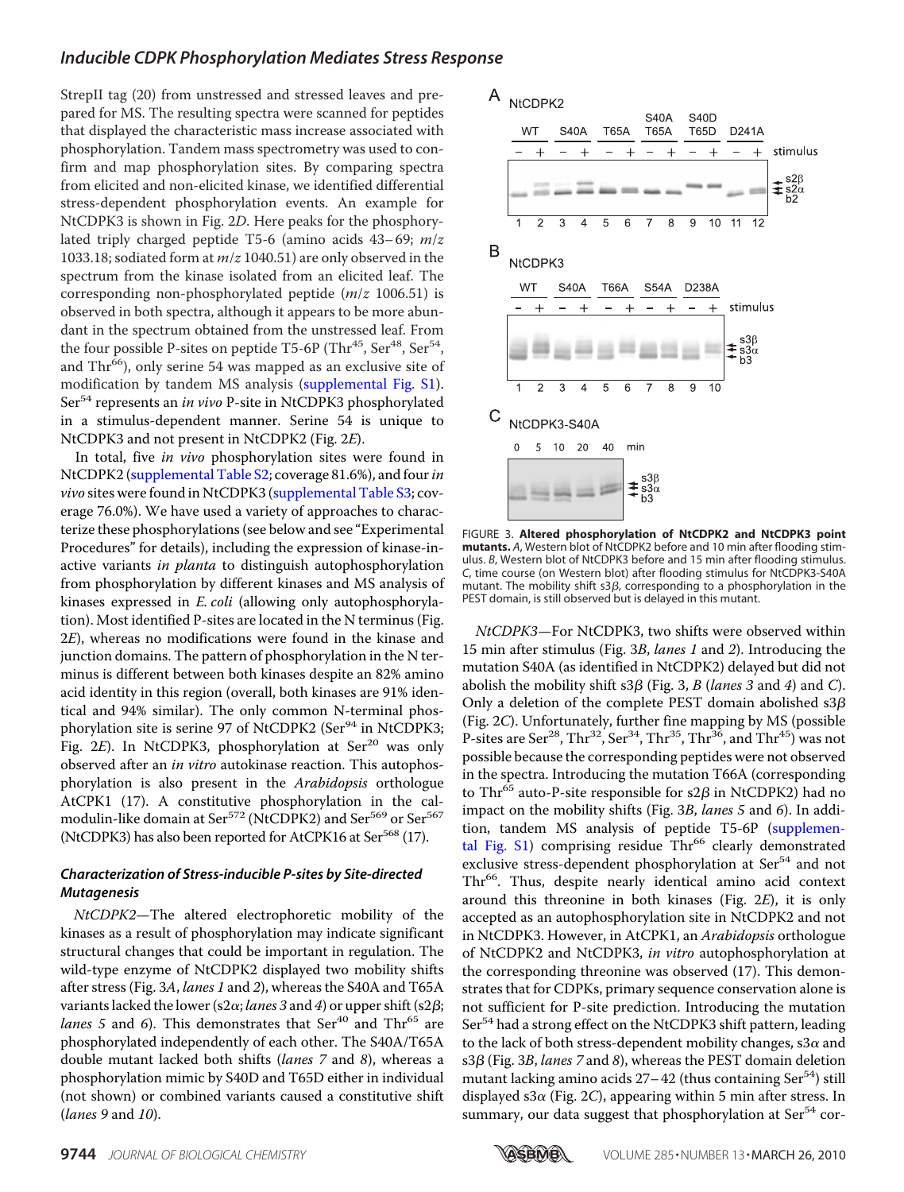StrepII tag (20) from unstressed and stressed leaves and prepared for MS. The resulting spectra were scanned for peptides that displayed the characteristic mass increase associated with phosphorylation. Tandem mass spectrometry was used to confirm and map phosphorylation sites. By comparing spectra from elicited and non-elicited kinase, we identified differential stress-dependent phosphorylation events. An example for NtCDPK3 is shown in Fig. 2*D*. Here peaks for the phosphorylated triply charged peptide T5-6 (amino acids 43–69; *m/z* 1033.18; sodiated form at *m/z* 1040.51) are only observed in the spectrum from the kinase isolated from an elicited leaf. The corresponding non-phosphorylated peptide (*m/z* 1006.51) is observed in both spectra, although it appears to be more abundant in the spectrum obtained from the unstressed leaf. From the four possible P-sites on peptide T5-6P (Thr[45], Ser[48], Ser[54], and Thr[66]), only serine 54 was mapped as an exclusive site of modification by tandem MS analysis (supplemental Fig. S1). Ser[54] represents an *in vivo* P-site in NtCDPK3 phosphorylated in a stimulus-dependent manner. Serine 54 is unique to NtCDPK3 and not present in NtCDPK2 (Fig. 2*E*).

In total, five *in vivo* phosphorylation sites were found in NtCDPK2 (supplemental Table S2; coverage 81.6%), and four *in vivo* sites were found in NtCDPK3 (supplemental Table S3; coverage 76.0%). We have used a variety of approaches to characterize these phosphorylations (see below and see "Experimental Procedures" for details), including the expression of kinase-inactive variants *in planta* to distinguish autophosphorylation from phosphorylation by different kinases and MS analysis of kinases expressed in *E. coli* (allowing only autophosphorylation). Most identified P-sites are located in the N terminus (Fig. 2*E*), whereas no modifications were found in the kinase and junction domains. The pattern of phosphorylation in the N terminus is different between both kinases despite an 82% amino acid identity in this region (overall, both kinases are 91% identical and 94% similar). The only common N-terminal phosphorylation site is serine 97 of NtCDPK2 (Ser[94] in NtCDPK3; Fig. 2*E*). In NtCDPK3, phosphorylation at Ser[20] was only observed after an *in vitro* autokinase reaction. This autophosphorylation is also present in the *Arabidopsis* orthologue AtCPK1 (17). A constitutive phosphorylation in the calmodulin-like domain at Ser[572] (NtCDPK2) and Ser[569] or Ser[567] (NtCDPK3) has also been reported for AtCPK16 at Ser[568] (17).

### *Characterization of Stress-inducible P-sites by Site-directed Mutagenesis*

*NtCDPK2*—The altered electrophoretic mobility of the kinases as a result of phosphorylation may indicate significant structural changes that could be important in regulation. The wild-type enzyme of NtCDPK2 displayed two mobility shifts after stress (Fig. 3*A*, *lanes 1* and *2*), whereas the S40A and T65A variants lacked the lower (s2α; *lanes 3* and *4*) or upper shift (s2β; *lanes 5* and *6*). This demonstrates that Ser[40] and Thr[65] are phosphorylated independently of each other. The S40A/T65A double mutant lacked both shifts (*lanes 7* and *8*), whereas a phosphorylation mimic by S40D and T65D either in individual (not shown) or combined variants caused a constitutive shift (*lanes 9* and *10*).

FIGURE 3. **Altered phosphorylation of NtCDPK2 and NtCDPK3 point mutants.** *A*, Western blot of NtCDPK2 before and 10 min after flooding stimulus. *B*, Western blot of NtCDPK3 before and 15 min after flooding stimulus. *C*, time course (on Western blot) after flooding stimulus for NtCDPK3-S40A mutant. The mobility shift s3β, corresponding to a phosphorylation in the PEST domain, is still observed but is delayed in this mutant.

*NtCDPK3*—For NtCDPK3, two shifts were observed within 15 min after stimulus (Fig. 3*B*, *lanes 1* and *2*). Introducing the mutation S40A (as identified in NtCDPK2) delayed but did not abolish the mobility shift s3β (Fig. 3, *B* (*lanes 3* and *4*) and *C*). Only a deletion of the complete PEST domain abolished s3β (Fig. 2*C*). Unfortunately, further fine mapping by MS (possible P-sites are Ser[28], Thr[32], Ser[34], Thr[35], Thr[36], and Thr[45]) was not possible because the corresponding peptides were not observed in the spectra. Introducing the mutation T66A (corresponding to Thr[65] auto-P-site responsible for s2β in NtCDPK2) had no impact on the mobility shifts (Fig. 3*B*, *lanes 5* and *6*). In addition, tandem MS analysis of peptide T5-6P (supplemental Fig. S1) comprising residue Thr[66] clearly demonstrated exclusive stress-dependent phosphorylation at Ser[54] and not Thr[66]. Thus, despite nearly identical amino acid context around this threonine in both kinases (Fig. 2*E*), it is only accepted as an autophosphorylation site in NtCDPK2 and not in NtCDPK3. However, in AtCPK1, an *Arabidopsis* orthologue of NtCDPK2 and NtCDPK3, *in vitro* autophosphorylation at the corresponding threonine was observed (17). This demonstrates that for CDPKs, primary sequence conservation alone is not sufficient for P-site prediction. Introducing the mutation Ser[54] had a strong effect on the NtCDPK3 shift pattern, leading to the lack of both stress-dependent mobility changes, s3α and s3β (Fig. 3*B*, *lanes 7* and *8*), whereas the PEST domain deletion mutant lacking amino acids 27–42 (thus containing Ser[54]) still displayed s3α (Fig. 2*C*), appearing within 5 min after stress. In summary, our data suggest that phosphorylation at Ser[54] cor-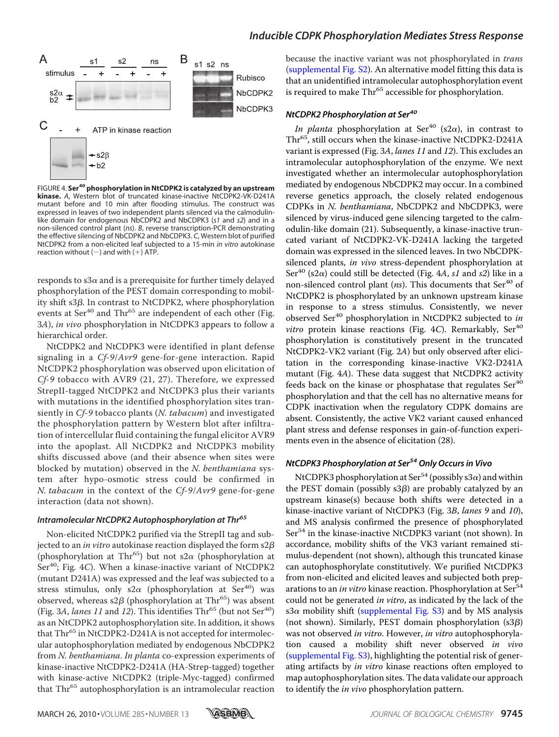FIGURE 4. **Ser[40] phosphorylation in NtCDPK2 is catalyzed by an upstream kinase.** *A*, Western blot of truncated kinase-inactive NtCDPK2-VK-D241A mutant before and 10 min after flooding stimulus. The construct was expressed in leaves of two independent plants silenced via the calmodulin-like domain for endogenous NbCDPK2 and NbCDPK3 (*s1* and *s2*) and in a non-silenced control plant (*ns*). *B*, reverse transcription-PCR demonstrating the effective silencing of NbCDPK2 and NbCDPK3. *C*, Western blot of purified NtCDPK2 from a non-elicited leaf subjected to a 15-min *in vitro* autokinase reaction without (−) and with (+) ATP.

responds to s3α and is a prerequisite for further timely delayed phosphorylation of the PEST domain corresponding to mobility shift s3β. In contrast to NtCDPK2, where phosphorylation events at Ser[40] and Thr[65] are independent of each other (Fig. 3*A*), *in vivo* phosphorylation in NtCDPK3 appears to follow a hierarchical order.

NtCDPK2 and NtCDPK3 were identified in plant defense signaling in a *Cf-9*/*Avr9* gene-for-gene interaction. Rapid NtCDPK2 phosphorylation was observed upon elicitation of *Cf-9* tobacco with AVR9 (21, 27). Therefore, we expressed StrepII-tagged NtCDPK2 and NtCDPK3 plus their variants with mutations in the identified phosphorylation sites transiently in *Cf-9* tobacco plants (*N. tabacum*) and investigated the phosphorylation pattern by Western blot after infiltration of intercellular fluid containing the fungal elicitor AVR9 into the apoplast. All NtCDPK2 and NtCDPK3 mobility shifts discussed above (and their absence when sites were blocked by mutation) observed in the *N. benthamiana* system after hypo-osmotic stress could be confirmed in *N. tabacum* in the context of the *Cf-9*/*Avr9* gene-for-gene interaction (data not shown).

### *Intramolecular NtCDPK2 Autophosphorylation at Thr[65]*

Non-elicited NtCDPK2 purified via the StrepII tag and subjected to an *in vitro* autokinase reaction displayed the form s2β (phosphorylation at Thr[65]) but not s2α (phosphorylation at Ser[40]; Fig. 4*C*). When a kinase-inactive variant of NtCDPK2 (mutant D241A) was expressed and the leaf was subjected to a stress stimulus, only s2α (phosphorylation at Ser[40]) was observed, whereas s2β (phosphorylation at Thr[65]) was absent (Fig. 3*A*, *lanes 11* and *12*). This identifies Thr[65] (but not Ser[40]) as an NtCDPK2 autophosphorylation site. In addition, it shows that Thr[65] in NtCDPK2-D241A is not accepted for intermolecular autophosphorylation mediated by endogenous NbCDPK2 from *N. benthamiana*. *In planta* co-expression experiments of kinase-inactive NtCDPK2-D241A (HA-Strep-tagged) together with kinase-active NtCDPK2 (triple-Myc-tagged) confirmed that Thr[65] autophosphorylation is an intramolecular reaction because the inactive variant was not phosphorylated in *trans* (supplemental Fig. S2). An alternative model fitting this data is that an unidentified intramolecular autophosphorylation event is required to make Thr[65] accessible for phosphorylation.

### *NtCDPK2 Phosphorylation at Ser[40]*

*In planta* phosphorylation at Ser[40] (s2α), in contrast to Thr[65], still occurs when the kinase-inactive NtCDPK2-D241A variant is expressed (Fig. 3*A*, *lanes 11* and *12*). This excludes an intramolecular autophosphorylation of the enzyme. We next investigated whether an intermolecular autophosphorylation mediated by endogenous NbCDPK2 may occur. In a combined reverse genetics approach, the closely related endogenous CDPKs in *N. benthamiana*, NbCDPK2 and NbCDPK3, were silenced by virus-induced gene silencing targeted to the calmodulin-like domain (21). Subsequently, a kinase-inactive truncated variant of NtCDPK2-VK-D241A lacking the targeted domain was expressed in the silenced leaves. In two NbCDPK-silenced plants, *in vivo* stress-dependent phosphorylation at Ser[40] (s2α) could still be detected (Fig. 4*A*, *s1* and *s2*) like in a non-silenced control plant (*ns*). This documents that Ser[40] of NtCDPK2 is phosphorylated by an unknown upstream kinase in response to a stress stimulus. Consistently, we never observed Ser[40] phosphorylation in NtCDPK2 subjected to *in vitro* protein kinase reactions (Fig. 4*C*). Remarkably, Ser[40] phosphorylation is constitutively present in the truncated NtCDPK2-VK2 variant (Fig. 2*A*) but only observed after elicitation in the corresponding kinase-inactive VK2-D241A mutant (Fig. 4*A*). These data suggest that NtCDPK2 activity feeds back on the kinase or phosphatase that regulates Ser[40] phosphorylation and that the cell has no alternative means for CDPK inactivation when the regulatory CDPK domains are absent. Consistently, the active VK2 variant caused enhanced plant stress and defense responses in gain-of-function experiments even in the absence of elicitation (28).

### *NtCDPK3 Phosphorylation at Ser[54] Only Occurs in Vivo*

NtCDPK3 phosphorylation at Ser[54] (possibly s3α) and within the PEST domain (possibly s3β) are probably catalyzed by an upstream kinase(s) because both shifts were detected in a kinase-inactive variant of NtCDPK3 (Fig. 3*B*, *lanes 9* and *10*), and MS analysis confirmed the presence of phosphorylated Ser[54] in the kinase-inactive NtCDPK3 variant (not shown). In accordance, mobility shifts of the VK3 variant remained stimulus-dependent (not shown), although this truncated kinase can autophosphorylate constitutively. We purified NtCDPK3 from non-elicited and elicited leaves and subjected both preparations to an *in vitro* kinase reaction. Phosphorylation at Ser[54] could not be generated *in vitro*, as indicated by the lack of the s3α mobility shift (supplemental Fig. S3) and by MS analysis (not shown). Similarly, PEST domain phosphorylation (s3β) was not observed *in vitro*. However, *in vitro* autophosphorylation caused a mobility shift never observed *in vivo* (supplemental Fig. S3), highlighting the potential risk of generating artifacts by *in vitro* kinase reactions often employed to map autophosphorylation sites. The data validate our approach to identify the *in vivo* phosphorylation pattern.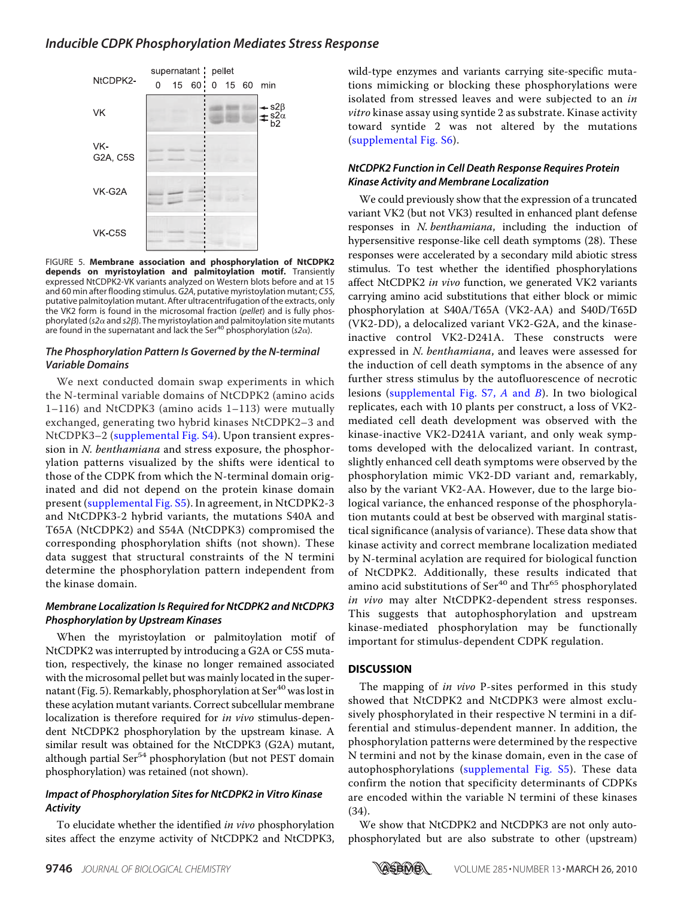FIGURE 5. **Membrane association and phosphorylation of NtCDPK2 depends on myristoylation and palmitoylation motif.** Transiently expressed NtCDPK2-VK variants analyzed on Western blots before and at 15 and 60 min after flooding stimulus. *G2A*, putative myristoylation mutant; *C5S*, putative palmitoylation mutant. After ultracentrifugation of the extracts, only the VK2 form is found in the microsomal fraction (*pellet*) and is fully phosphorylated (*s2α* and *s2β*). The myristoylation and palmitoylation site mutants are found in the supernatant and lack the Ser[40] phosphorylation (*s2α*).

### *The Phosphorylation Pattern Is Governed by the N-terminal Variable Domains*

We next conducted domain swap experiments in which the N-terminal variable domains of NtCDPK2 (amino acids 1–116) and NtCDPK3 (amino acids 1–113) were mutually exchanged, generating two hybrid kinases NtCDPK2–3 and NtCDPK3–2 (supplemental Fig. S4). Upon transient expression in *N. benthamiana* and stress exposure, the phosphorylation patterns visualized by the shifts were identical to those of the CDPK from which the N-terminal domain originated and did not depend on the protein kinase domain present (supplemental Fig. S5). In agreement, in NtCDPK2-3 and NtCDPK3-2 hybrid variants, the mutations S40A and T65A (NtCDPK2) and S54A (NtCDPK3) compromised the corresponding phosphorylation shifts (not shown). These data suggest that structural constraints of the N termini determine the phosphorylation pattern independent from the kinase domain.

### *Membrane Localization Is Required for NtCDPK2 and NtCDPK3 Phosphorylation by Upstream Kinases*

When the myristoylation or palmitoylation motif of NtCDPK2 was interrupted by introducing a G2A or C5S mutation, respectively, the kinase no longer remained associated with the microsomal pellet but was mainly located in the supernatant (Fig. 5). Remarkably, phosphorylation at Ser[40] was lost in these acylation mutant variants. Correct subcellular membrane localization is therefore required for *in vivo* stimulus-dependent NtCDPK2 phosphorylation by the upstream kinase. A similar result was obtained for the NtCDPK3 (G2A) mutant, although partial Ser[54] phosphorylation (but not PEST domain phosphorylation) was retained (not shown).

### *Impact of Phosphorylation Sites for NtCDPK2 in Vitro Kinase Activity*

To elucidate whether the identified *in vivo* phosphorylation sites affect the enzyme activity of NtCDPK2 and NtCDPK3, wild-type enzymes and variants carrying site-specific mutations mimicking or blocking these phosphorylations were isolated from stressed leaves and were subjected to an *in vitro* kinase assay using syntide 2 as substrate. Kinase activity toward syntide 2 was not altered by the mutations (supplemental Fig. S6).

### *NtCDPK2 Function in Cell Death Response Requires Protein Kinase Activity and Membrane Localization*

We could previously show that the expression of a truncated variant VK2 (but not VK3) resulted in enhanced plant defense responses in *N. benthamiana*, including the induction of hypersensitive response-like cell death symptoms (28). These responses were accelerated by a secondary mild abiotic stress stimulus. To test whether the identified phosphorylations affect NtCDPK2 *in vivo* function, we generated VK2 variants carrying amino acid substitutions that either block or mimic phosphorylation at S40A/T65A (VK2-AA) and S40D/T65D (VK2-DD), a delocalized variant VK2-G2A, and the kinase-inactive control VK2-D241A. These constructs were expressed in *N. benthamiana*, and leaves were assessed for the induction of cell death symptoms in the absence of any further stress stimulus by the autofluorescence of necrotic lesions (supplemental Fig. S7, *A* and *B*). In two biological replicates, each with 10 plants per construct, a loss of VK2-mediated cell death development was observed with the kinase-inactive VK2-D241A variant, and only weak symptoms developed with the delocalized variant. In contrast, slightly enhanced cell death symptoms were observed by the phosphorylation mimic VK2-DD variant and, remarkably, also by the variant VK2-AA. However, due to the large biological variance, the enhanced response of the phosphorylation mutants could at best be observed with marginal statistical significance (analysis of variance). These data show that kinase activity and correct membrane localization mediated by N-terminal acylation are required for biological function of NtCDPK2. Additionally, these results indicated that amino acid substitutions of Ser[40] and Thr[65] phosphorylated *in vivo* may alter NtCDPK2-dependent stress responses. This suggests that autophosphorylation and upstream kinase-mediated phosphorylation may be functionally important for stimulus-dependent CDPK regulation.

## DISCUSSION

The mapping of *in vivo* P-sites performed in this study showed that NtCDPK2 and NtCDPK3 were almost exclusively phosphorylated in their respective N termini in a differential and stimulus-dependent manner. In addition, the phosphorylation patterns were determined by the respective N termini and not by the kinase domain, even in the case of autophosphorylations (supplemental Fig. S5). These data confirm the notion that specificity determinants of CDPKs are encoded within the variable N termini of these kinases (34).

We show that NtCDPK2 and NtCDPK3 are not only autophosphorylated but are also substrate to other (upstream)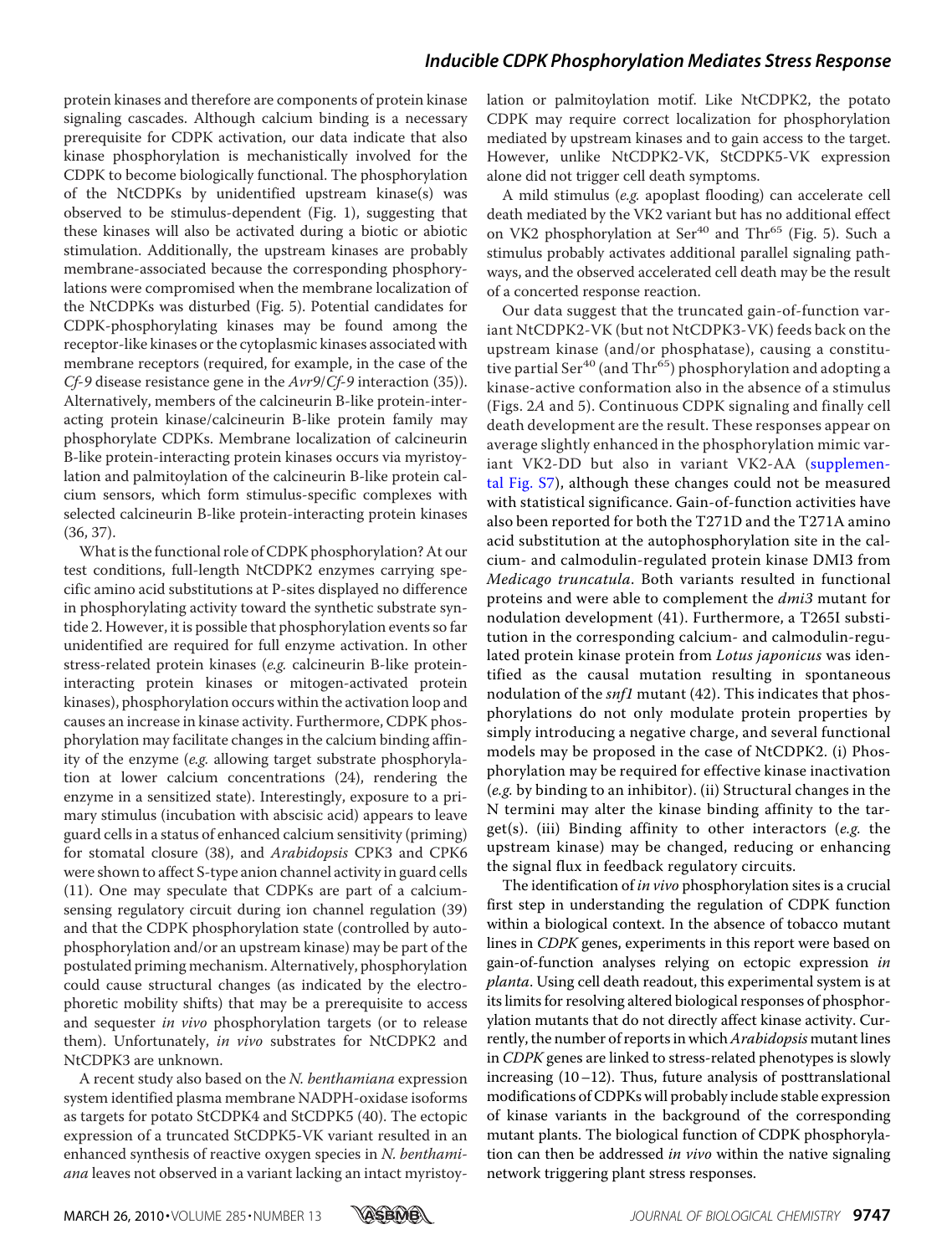protein kinases and therefore are components of protein kinase signaling cascades. Although calcium binding is a necessary prerequisite for CDPK activation, our data indicate that also kinase phosphorylation is mechanistically involved for the CDPK to become biologically functional. The phosphorylation of the NtCDPKs by unidentified upstream kinase(s) was observed to be stimulus-dependent (Fig. 1), suggesting that these kinases will also be activated during a biotic or abiotic stimulation. Additionally, the upstream kinases are probably membrane-associated because the corresponding phosphorylations were compromised when the membrane localization of the NtCDPKs was disturbed (Fig. 5). Potential candidates for CDPK-phosphorylating kinases may be found among the receptor-like kinases or the cytoplasmic kinases associated with membrane receptors (required, for example, in the case of the *Cf-9* disease resistance gene in the *Avr9*/*Cf-9* interaction (35)). Alternatively, members of the calcineurin B-like protein-interacting protein kinase/calcineurin B-like protein family may phosphorylate CDPKs. Membrane localization of calcineurin B-like protein-interacting protein kinases occurs via myristoylation and palmitoylation of the calcineurin B-like protein calcium sensors, which form stimulus-specific complexes with selected calcineurin B-like protein-interacting protein kinases (36, 37).

What is the functional role of CDPK phosphorylation? At our test conditions, full-length NtCDPK2 enzymes carrying specific amino acid substitutions at P-sites displayed no difference in phosphorylating activity toward the synthetic substrate syntide 2. However, it is possible that phosphorylation events so far unidentified are required for full enzyme activation. In other stress-related protein kinases (*e.g.* calcineurin B-like protein-interacting protein kinases or mitogen-activated protein kinases), phosphorylation occurs within the activation loop and causes an increase in kinase activity. Furthermore, CDPK phosphorylation may facilitate changes in the calcium binding affinity of the enzyme (*e.g.* allowing target substrate phosphorylation at lower calcium concentrations (24), rendering the enzyme in a sensitized state). Interestingly, exposure to a primary stimulus (incubation with abscisic acid) appears to leave guard cells in a status of enhanced calcium sensitivity (priming) for stomatal closure (38), and *Arabidopsis* CPK3 and CPK6 were shown to affect S-type anion channel activity in guard cells (11). One may speculate that CDPKs are part of a calcium-sensing regulatory circuit during ion channel regulation (39) and that the CDPK phosphorylation state (controlled by autophosphorylation and/or an upstream kinase) may be part of the postulated priming mechanism. Alternatively, phosphorylation could cause structural changes (as indicated by the electrophoretic mobility shifts) that may be a prerequisite to access and sequester *in vivo* phosphorylation targets (or to release them). Unfortunately, *in vivo* substrates for NtCDPK2 and NtCDPK3 are unknown.

A recent study also based on the *N. benthamiana* expression system identified plasma membrane NADPH-oxidase isoforms as targets for potato StCDPK4 and StCDPK5 (40). The ectopic expression of a truncated StCDPK5-VK variant resulted in an enhanced synthesis of reactive oxygen species in *N. benthamiana* leaves not observed in a variant lacking an intact myristoylation or palmitoylation motif. Like NtCDPK2, the potato CDPK may require correct localization for phosphorylation mediated by upstream kinases and to gain access to the target. However, unlike NtCDPK2-VK, StCDPK5-VK expression alone did not trigger cell death symptoms.

A mild stimulus (*e.g.* apoplast flooding) can accelerate cell death mediated by the VK2 variant but has no additional effect on VK2 phosphorylation at Ser[40] and Thr[65] (Fig. 5). Such a stimulus probably activates additional parallel signaling pathways, and the observed accelerated cell death may be the result of a concerted response reaction.

Our data suggest that the truncated gain-of-function variant NtCDPK2-VK (but not NtCDPK3-VK) feeds back on the upstream kinase (and/or phosphatase), causing a constitutive partial Ser[40] (and Thr[65]) phosphorylation and adopting a kinase-active conformation also in the absence of a stimulus (Figs. 2*A* and 5). Continuous CDPK signaling and finally cell death development are the result. These responses appear on average slightly enhanced in the phosphorylation mimic variant VK2-DD but also in variant VK2-AA (supplemental Fig. S7), although these changes could not be measured with statistical significance. Gain-of-function activities have also been reported for both the T271D and the T271A amino acid substitution at the autophosphorylation site in the calcium- and calmodulin-regulated protein kinase DMI3 from *Medicago truncatula*. Both variants resulted in functional proteins and were able to complement the *dmi3* mutant for nodulation development (41). Furthermore, a T265I substitution in the corresponding calcium- and calmodulin-regulated protein kinase protein from *Lotus japonicus* was identified as the causal mutation resulting in spontaneous nodulation of the *snf1* mutant (42). This indicates that phosphorylations do not only modulate protein properties by simply introducing a negative charge, and several functional models may be proposed in the case of NtCDPK2. (i) Phosphorylation may be required for effective kinase inactivation (*e.g.* by binding to an inhibitor). (ii) Structural changes in the N termini may alter the kinase binding affinity to the target(s). (iii) Binding affinity to other interactors (*e.g.* the upstream kinase) may be changed, reducing or enhancing the signal flux in feedback regulatory circuits.

The identification of *in vivo* phosphorylation sites is a crucial first step in understanding the regulation of CDPK function within a biological context. In the absence of tobacco mutant lines in *CDPK* genes, experiments in this report were based on gain-of-function analyses relying on ectopic expression *in planta*. Using cell death readout, this experimental system is at its limits for resolving altered biological responses of phosphorylation mutants that do not directly affect kinase activity. Currently, the number of reports in which *Arabidopsis* mutant lines in *CDPK* genes are linked to stress-related phenotypes is slowly increasing (10–12). Thus, future analysis of posttranslational modifications of CDPKs will probably include stable expression of kinase variants in the background of the corresponding mutant plants. The biological function of CDPK phosphorylation can then be addressed *in vivo* within the native signaling network triggering plant stress responses.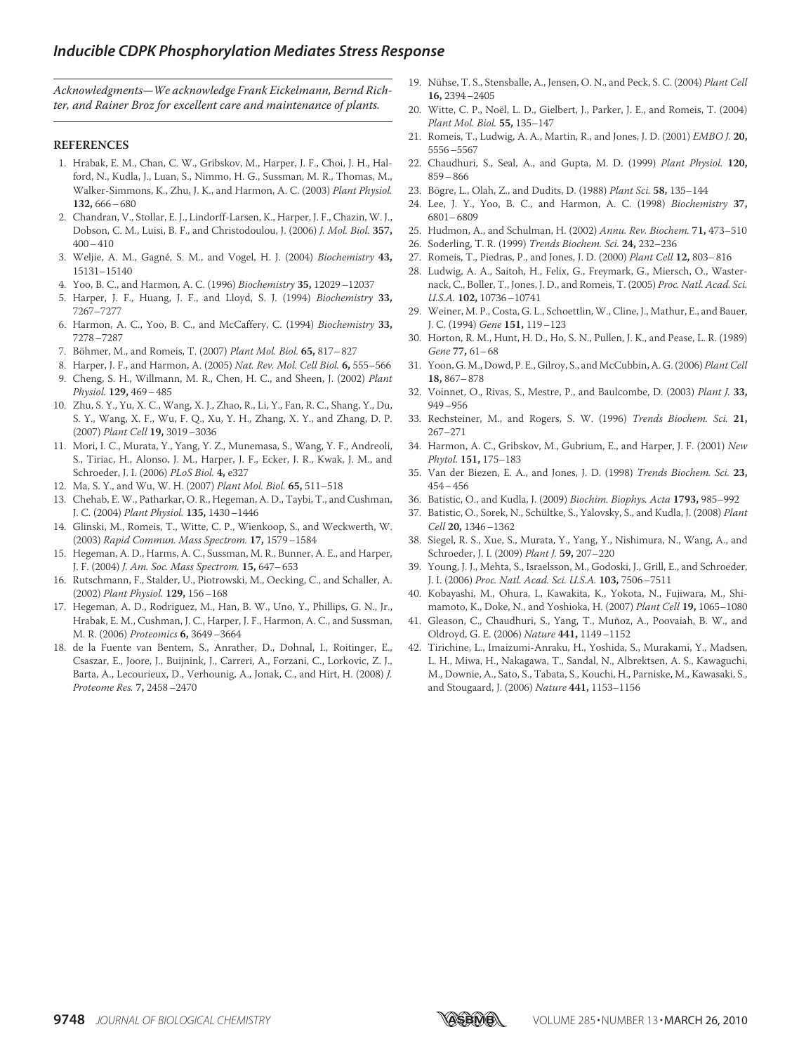*Acknowledgments—We acknowledge Frank Eickelmann, Bernd Richter, and Rainer Broz for excellent care and maintenance of plants.*

## REFERENCES

1. Hrabak, E. M., Chan, C. W., Gribskov, M., Harper, J. F., Choi, J. H., Halford, N., Kudla, J., Luan, S., Nimmo, H. G., Sussman, M. R., Thomas, M., Walker-Simmons, K., Zhu, J. K., and Harmon, A. C. (2003) *Plant Physiol.* **132,** 666–680
2. Chandran, V., Stollar, E. J., Lindorff-Larsen, K., Harper, J. F., Chazin, W. J., Dobson, C. M., Luisi, B. F., and Christodoulou, J. (2006) *J. Mol. Biol.* **357,** 400–410
3. Weljie, A. M., Gagné, S. M., and Vogel, H. J. (2004) *Biochemistry* **43,** 15131–15140
4. Yoo, B. C., and Harmon, A. C. (1996) *Biochemistry* **35,** 12029–12037
5. Harper, J. F., Huang, J. F., and Lloyd, S. J. (1994) *Biochemistry* **33,** 7267–7277
6. Harmon, A. C., Yoo, B. C., and McCaffery, C. (1994) *Biochemistry* **33,** 7278–7287
7. Böhmer, M., and Romeis, T. (2007) *Plant Mol. Biol.* **65,** 817–827
8. Harper, J. F., and Harmon, A. (2005) *Nat. Rev. Mol. Cell Biol.* **6,** 555–566
9. Cheng, S. H., Willmann, M. R., Chen, H. C., and Sheen, J. (2002) *Plant Physiol.* **129,** 469–485
10. Zhu, S. Y., Yu, X. C., Wang, X. J., Zhao, R., Li, Y., Fan, R. C., Shang, Y., Du, S. Y., Wang, X. F., Wu, F. Q., Xu, Y. H., Zhang, X. Y., and Zhang, D. P. (2007) *Plant Cell* **19,** 3019–3036
11. Mori, I. C., Murata, Y., Yang, Y. Z., Munemasa, S., Wang, Y. F., Andreoli, S., Tiriac, H., Alonso, J. M., Harper, J. F., Ecker, J. R., Kwak, J. M., and Schroeder, J. I. (2006) *PLoS Biol.* **4,** e327
12. Ma, S. Y., and Wu, W. H. (2007) *Plant Mol. Biol.* **65,** 511–518
13. Chehab, E. W., Patharkar, O. R., Hegeman, A. D., Taybi, T., and Cushman, J. C. (2004) *Plant Physiol.* **135,** 1430–1446
14. Glinski, M., Romeis, T., Witte, C. P., Wienkoop, S., and Weckwerth, W. (2003) *Rapid Commun. Mass Spectrom.* **17,** 1579–1584
15. Hegeman, A. D., Harms, A. C., Sussman, M. R., Bunner, A. E., and Harper, J. F. (2004) *J. Am. Soc. Mass Spectrom.* **15,** 647–653
16. Rutschmann, F., Stalder, U., Piotrowski, M., Oecking, C., and Schaller, A. (2002) *Plant Physiol.* **129,** 156–168
17. Hegeman, A. D., Rodriguez, M., Han, B. W., Uno, Y., Phillips, G. N., Jr., Hrabak, E. M., Cushman, J. C., Harper, J. F., Harmon, A. C., and Sussman, M. R. (2006) *Proteomics* **6,** 3649–3664
18. de la Fuente van Bentem, S., Anrather, D., Dohnal, I., Roitinger, E., Csaszar, E., Joore, J., Buijnink, J., Carreri, A., Forzani, C., Lorkovic, Z. J., Barta, A., Lecourieux, D., Verhounig, A., Jonak, C., and Hirt, H. (2008) *J. Proteome Res.* **7,** 2458–2470
19. Nühse, T. S., Stensballe, A., Jensen, O. N., and Peck, S. C. (2004) *Plant Cell* **16,** 2394–2405
20. Witte, C. P., Noël, L. D., Gielbert, J., Parker, J. E., and Romeis, T. (2004) *Plant Mol. Biol.* **55,** 135–147
21. Romeis, T., Ludwig, A. A., Martin, R., and Jones, J. D. (2001) *EMBO J.* **20,** 5556–5567
22. Chaudhuri, S., Seal, A., and Gupta, M. D. (1999) *Plant Physiol.* **120,** 859–866
23. Bögre, L., Olah, Z., and Dudits, D. (1988) *Plant Sci.* **58,** 135–144
24. Lee, J. Y., Yoo, B. C., and Harmon, A. C. (1998) *Biochemistry* **37,** 6801–6809
25. Hudmon, A., and Schulman, H. (2002) *Annu. Rev. Biochem.* **71,** 473–510
26. Soderling, T. R. (1999) *Trends Biochem. Sci.* **24,** 232–236
27. Romeis, T., Piedras, P., and Jones, J. D. (2000) *Plant Cell* **12,** 803–816
28. Ludwig, A. A., Saitoh, H., Felix, G., Freymark, G., Miersch, O., Wasternack, C., Boller, T., Jones, J. D., and Romeis, T. (2005) *Proc. Natl. Acad. Sci. U.S.A.* **102,** 10736–10741
29. Weiner, M. P., Costa, G. L., Schoettlin, W., Cline, J., Mathur, E., and Bauer, J. C. (1994) *Gene* **151,** 119–123
30. Horton, R. M., Hunt, H. D., Ho, S. N., Pullen, J. K., and Pease, L. R. (1989) *Gene* **77,** 61–68
31. Yoon, G. M., Dowd, P. E., Gilroy, S., and McCubbin, A. G. (2006) *Plant Cell* **18,** 867–878
32. Voinnet, O., Rivas, S., Mestre, P., and Baulcombe, D. (2003) *Plant J.* **33,** 949–956
33. Rechsteiner, M., and Rogers, S. W. (1996) *Trends Biochem. Sci.* **21,** 267–271
34. Harmon, A. C., Gribskov, M., Gubrium, E., and Harper, J. F. (2001) *New Phytol.* **151,** 175–183
35. Van der Biezen, E. A., and Jones, J. D. (1998) *Trends Biochem. Sci.* **23,** 454–456
36. Batistic, O., and Kudla, J. (2009) *Biochim. Biophys. Acta* **1793,** 985–992
37. Batistic, O., Sorek, N., Schültke, S., Yalovsky, S., and Kudla, J. (2008) *Plant Cell* **20,** 1346–1362
38. Siegel, R. S., Xue, S., Murata, Y., Yang, Y., Nishimura, N., Wang, A., and Schroeder, J. I. (2009) *Plant J.* **59,** 207–220
39. Young, J. J., Mehta, S., Israelsson, M., Godoski, J., Grill, E., and Schroeder, J. I. (2006) *Proc. Natl. Acad. Sci. U.S.A.* **103,** 7506–7511
40. Kobayashi, M., Ohura, I., Kawakita, K., Yokota, N., Fujiwara, M., Shimamoto, K., Doke, N., and Yoshioka, H. (2007) *Plant Cell* **19,** 1065–1080
41. Gleason, C., Chaudhuri, S., Yang, T., Muñoz, A., Poovaiah, B. W., and Oldroyd, G. E. (2006) *Nature* **441,** 1149–1152
42. Tirichine, L., Imaizumi-Anraku, H., Yoshida, S., Murakami, Y., Madsen, L. H., Miwa, H., Nakagawa, T., Sandal, N., Albrektsen, A. S., Kawaguchi, M., Downie, A., Sato, S., Tabata, S., Kouchi, H., Parniske, M., Kawasaki, S., and Stougaard, J. (2006) *Nature* **441,** 1153–1156